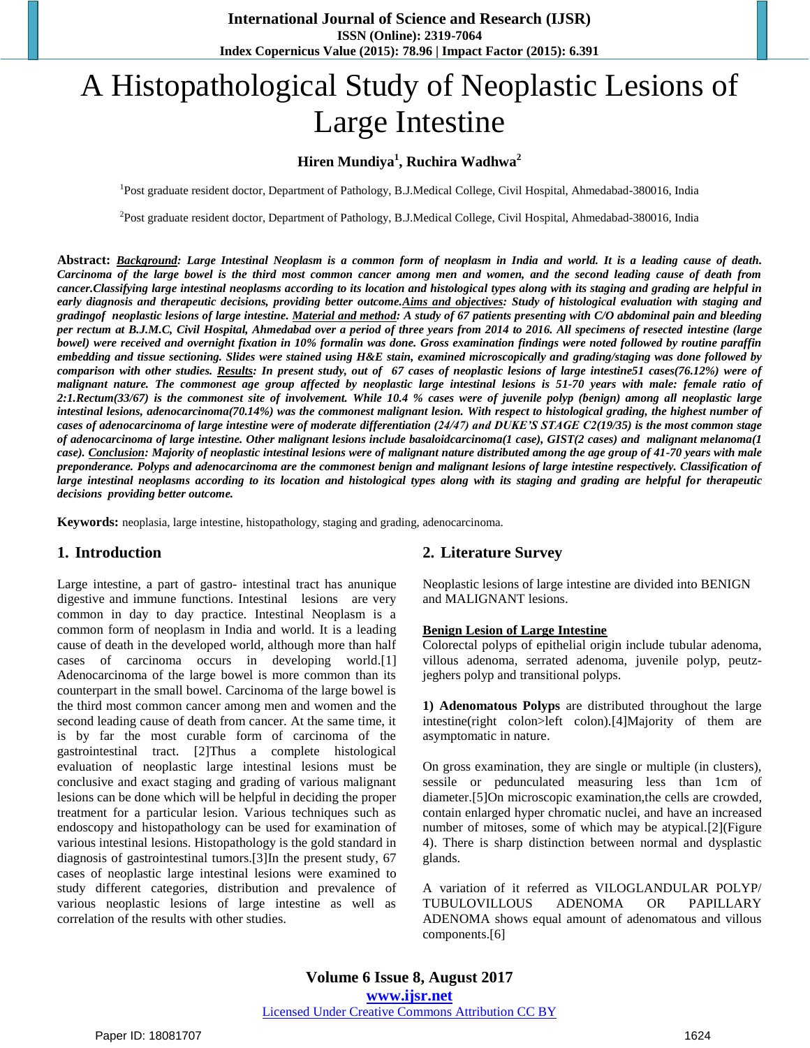# A Histopathological Study of Neoplastic Lesions of Large Intestine

**Hiren Mundiya[1], Ruchira Wadhwa[2]**

[1]Post graduate resident doctor, Department of Pathology, B.J.Medical College, Civil Hospital, Ahmedabad-380016, India

[2]Post graduate resident doctor, Department of Pathology, B.J.Medical College, Civil Hospital, Ahmedabad-380016, India

**Abstract:** ***Background**: Large Intestinal Neoplasm is a common form of neoplasm in India and world. It is a leading cause of death. Carcinoma of the large bowel is the third most common cancer among men and women, and the second leading cause of death from cancer.Classifying large intestinal neoplasms according to its location and histological types along with its staging and grading are helpful in early diagnosis and therapeutic decisions, providing better outcome.**Aims and objectives**: Study of histological evaluation with staging and gradingof neoplastic lesions of large intestine. **Material and method**: A study of 67 patients presenting with C/O abdominal pain and bleeding per rectum at B.J.M.C, Civil Hospital, Ahmedabad over a period of three years from 2014 to 2016. All specimens of resected intestine (large bowel) were received and overnight fixation in 10% formalin was done. Gross examination findings were noted followed by routine paraffin embedding and tissue sectioning. Slides were stained using H&E stain, examined microscopically and grading/staging was done followed by comparison with other studies. **Results**: In present study, out of 67 cases of neoplastic lesions of large intestine51 cases(76.12%) were of malignant nature. The commonest age group affected by neoplastic large intestinal lesions is 51-70 years with male: female ratio of 2:1.Rectum(33/67) is the commonest site of involvement. While 10.4 % cases were of juvenile polyp (benign) among all neoplastic large intestinal lesions, adenocarcinoma(70.14%) was the commonest malignant lesion. With respect to histological grading, the highest number of cases of adenocarcinoma of large intestine were of moderate differentiation (24/47) and DUKE'S STAGE C2(19/35) is the most common stage of adenocarcinoma of large intestine. Other malignant lesions include basaloidcarcinoma(1 case), GIST(2 cases) and malignant melanoma(1 case). **Conclusion**: Majority of neoplastic intestinal lesions were of malignant nature distributed among the age group of 41-70 years with male preponderance. Polyps and adenocarcinoma are the commonest benign and malignant lesions of large intestine respectively. Classification of large intestinal neoplasms according to its location and histological types along with its staging and grading are helpful for therapeutic decisions providing better outcome.*

**Keywords:** neoplasia, large intestine, histopathology, staging and grading, adenocarcinoma.

## 1. Introduction

Large intestine, a part of gastro- intestinal tract has anunique digestive and immune functions. Intestinal lesions are very common in day to day practice. Intestinal Neoplasm is a common form of neoplasm in India and world. It is a leading cause of death in the developed world, although more than half cases of carcinoma occurs in developing world.[1] Adenocarcinoma of the large bowel is more common than its counterpart in the small bowel. Carcinoma of the large bowel is the third most common cancer among men and women and the second leading cause of death from cancer. At the same time, it is by far the most curable form of carcinoma of the gastrointestinal tract. [2]Thus a complete histological evaluation of neoplastic large intestinal lesions must be conclusive and exact staging and grading of various malignant lesions can be done which will be helpful in deciding the proper treatment for a particular lesion. Various techniques such as endoscopy and histopathology can be used for examination of various intestinal lesions. Histopathology is the gold standard in diagnosis of gastrointestinal tumors.[3]In the present study, 67 cases of neoplastic large intestinal lesions were examined to study different categories, distribution and prevalence of various neoplastic lesions of large intestine as well as correlation of the results with other studies.

## 2. Literature Survey

Neoplastic lesions of large intestine are divided into BENIGN and MALIGNANT lesions.

**Benign Lesion of Large Intestine**

Colorectal polyps of epithelial origin include tubular adenoma, villous adenoma, serrated adenoma, juvenile polyp, peutz-jeghers polyp and transitional polyps.

**1) Adenomatous Polyps** are distributed throughout the large intestine(right colon>left colon).[4]Majority of them are asymptomatic in nature.

On gross examination, they are single or multiple (in clusters), sessile or peduncluated measuring less than 1cm of diameter.[5]On microscopic examination,the cells are crowded, contain enlarged hyper chromatic nuclei, and have an increased number of mitoses, some of which may be atypical.[2](Figure 4). There is sharp distinction between normal and dysplastic glands.

A variation of it referred as VILOGLANDULAR POLYP/ TUBULOVILLOUS ADENOMA OR PAPILLARY ADENOMA shows equal amount of adenomatous and villous components.[6]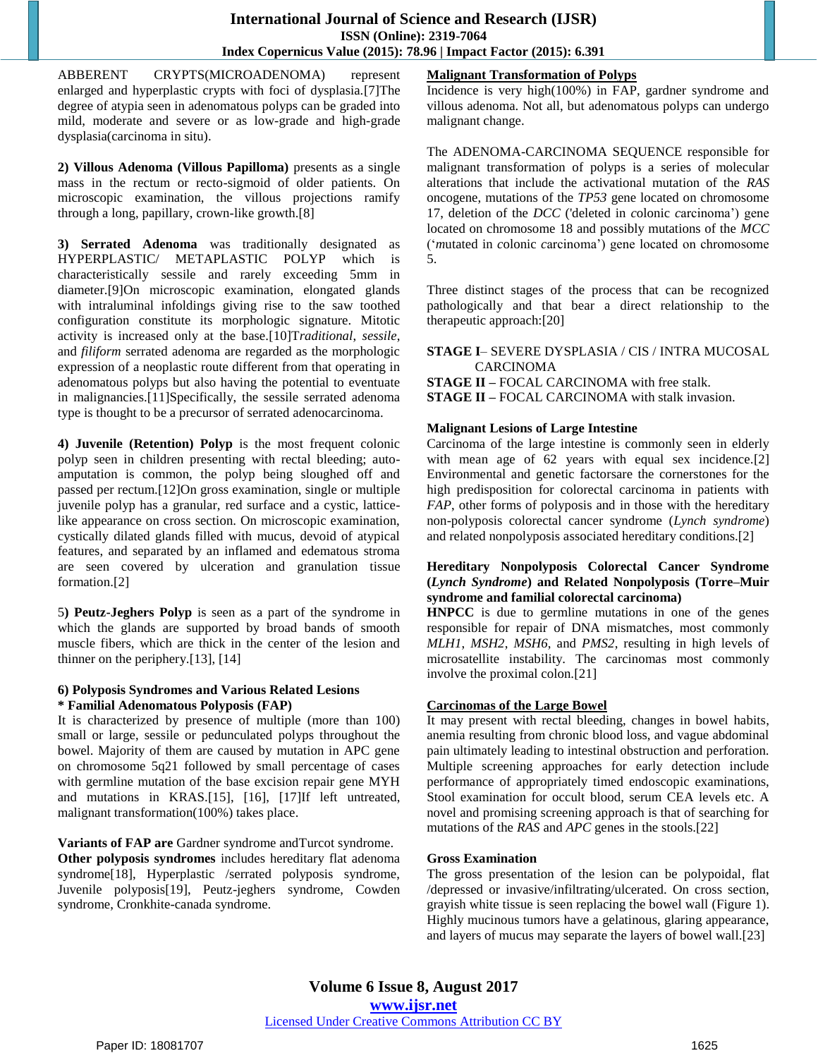ABBERENT CRYPTS(MICROADENOMA) represent enlarged and hyperplastic crypts with foci of dysplasia.[7]The degree of atypia seen in adenomatous polyps can be graded into mild, moderate and severe or as low-grade and high-grade dysplasia(carcinoma in situ).

**2) Villous Adenoma (Villous Papilloma)** presents as a single mass in the rectum or recto-sigmoid of older patients. On microscopic examination, the villous projections ramify through a long, papillary, crown-like growth.[8]

**3) Serrated Adenoma** was traditionally designated as HYPERPLASTIC/ METAPLASTIC POLYP which is characteristically sessile and rarely exceeding 5mm in diameter.[9]On microscopic examination, elongated glands with intraluminal infoldings giving rise to the saw toothed configuration constitute its morphologic signature. Mitotic activity is increased only at the base.[10]T*raditional*, *sessile*, and *filiform* serrated adenoma are regarded as the morphologic expression of a neoplastic route different from that operating in adenomatous polyps but also having the potential to eventuate in malignancies.[11]Specifically, the sessile serrated adenoma type is thought to be a precursor of serrated adenocarcinoma.

**4) Juvenile (Retention) Polyp** is the most frequent colonic polyp seen in children presenting with rectal bleeding; auto-amputation is common, the polyp being sloughed off and passed per rectum.[12]On gross examination, single or multiple juvenile polyp has a granular, red surface and a cystic, lattice-like appearance on cross section. On microscopic examination, cystically dilated glands filled with mucus, devoid of atypical features, and separated by an inflamed and edematous stroma are seen covered by ulceration and granulation tissue formation.[2]

5**) Peutz-Jeghers Polyp** is seen as a part of the syndrome in which the glands are supported by broad bands of smooth muscle fibers, which are thick in the center of the lesion and thinner on the periphery.[13], [14]

**6) Polyposis Syndromes and Various Related Lesions**

**\* Familial Adenomatous Polyposis (FAP)**

It is characterized by presence of multiple (more than 100) small or large, sessile or pedunculated polyps throughout the bowel. Majority of them are caused by mutation in APC gene on chromosome 5q21 followed by small percentage of cases with germline mutation of the base excision repair gene MYH and mutations in KRAS.[15], [16], [17]If left untreated, malignant transformation(100%) takes place.

**Variants of FAP are** Gardner syndrome andTurcot syndrome.
**Other polyposis syndromes** includes hereditary flat adenoma syndrome[18], Hyperplastic /serrated polyposis syndrome, Juvenile polyposis[19], Peutz-jeghers syndrome, Cowden syndrome, Cronkhite-canada syndrome.

**Malignant Transformation of Polyps**

Incidence is very high(100%) in FAP, gardner syndrome and villous adenoma. Not all, but adenomatous polyps can undergo malignant change.

The ADENOMA-CARCINOMA SEQUENCE responsible for malignant transformation of polyps is a series of molecular alterations that include the activational mutation of the *RAS* oncogene, mutations of the *TP53* gene located on chromosome 17, deletion of the *DCC* ('deleted in *c*olonic *c*arcinoma') gene located on chromosome 18 and possibly mutations of the *MCC* ('*m*utated in *c*olonic *c*arcinoma') gene located on chromosome 5.

Three distinct stages of the process that can be recognized pathologically and that bear a direct relationship to the therapeutic approach:[20]

**STAGE I**– SEVERE DYSPLASIA / CIS / INTRA MUCOSAL CARCINOMA
**STAGE II –** FOCAL CARCINOMA with free stalk.
**STAGE II –** FOCAL CARCINOMA with stalk invasion.

**Malignant Lesions of Large Intestine**

Carcinoma of the large intestine is commonly seen in elderly with mean age of 62 years with equal sex incidence.[2] Environmental and genetic factorsare the cornerstones for the high predisposition for colorectal carcinoma in patients with *FAP*, other forms of polyposis and in those with the hereditary non-polyposis colorectal cancer syndrome (*Lynch syndrome*) and related nonpolyposis associated hereditary conditions.[2]

**Hereditary Nonpolyposis Colorectal Cancer Syndrome (*Lynch Syndrome*) and Related Nonpolyposis (Torre–Muir syndrome and familial colorectal carcinoma)**

**HNPCC** is due to germline mutations in one of the genes responsible for repair of DNA mismatches, most commonly *MLH1*, *MSH2*, *MSH6*, and *PMS2*, resulting in high levels of microsatellite instability. The carcinomas most commonly involve the proximal colon.[21]

**Carcinomas of the Large Bowel**

It may present with rectal bleeding, changes in bowel habits, anemia resulting from chronic blood loss, and vague abdominal pain ultimately leading to intestinal obstruction and perforation. Multiple screening approaches for early detection include performance of appropriately timed endoscopic examinations, Stool examination for occult blood, serum CEA levels etc. A novel and promising screening approach is that of searching for mutations of the *RAS* and *APC* genes in the stools.[22]

**Gross Examination**

The gross presentation of the lesion can be polypoidal, flat /depressed or invasive/infiltrating/ulcerated. On cross section, grayish white tissue is seen replacing the bowel wall (Figure 1). Highly mucinous tumors have a gelatinous, glaring appearance, and layers of mucus may separate the layers of bowel wall.[23]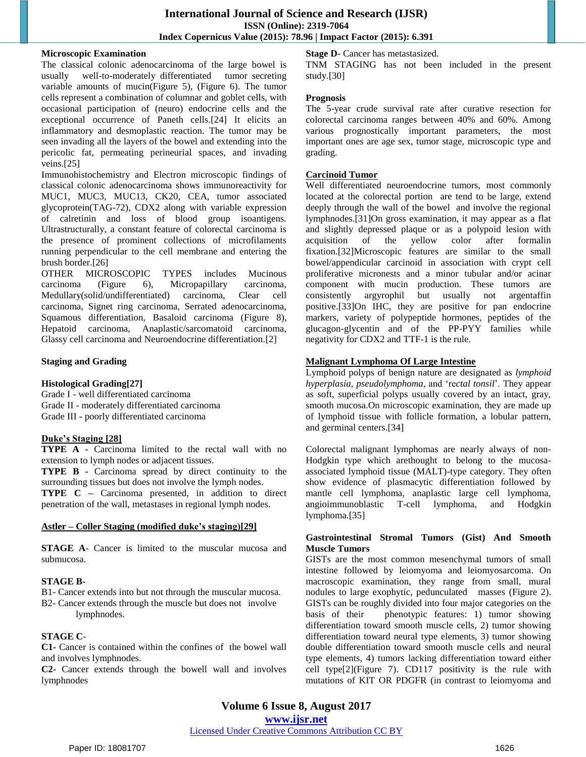**Microscopic Examination**

The classical colonic adenocarcinoma of the large bowel is usually well-to-moderately differentiated tumor secreting variable amounts of mucin(Figure 5), (Figure 6). The tumor cells represent a combination of columnar and goblet cells, with occasional participation of (neuro) endocrine cells and the exceptional occurrence of Paneth cells.[24] It elicits an inflammatory and desmoplastic reaction. The tumor may be seen invading all the layers of the bowel and extending into the pericolic fat, permeating perineurial spaces, and invading veins.[25]

Immunohistochemistry and Electron microscopic findings of classical colonic adenocarcinoma shows immunoreactivity for MUC1, MUC3, MUC13, CK20, CEA, tumor associated glycoprotein(TAG-72), CDX2 along with variable expression of calretinin and loss of blood group isoantigens. Ultrastructurally, a constant feature of colorectal carcinoma is the presence of prominent collections of microfilaments running perpendicular to the cell membrane and entering the brush border.[26]

OTHER MICROSCOPIC TYPES includes Mucinous carcinoma (Figure 6), Micropapillary carcinoma, Medullary(solid/undifferentiated) carcinoma, Clear cell carcinoma, Signet ring carcinoma, Serrated adenocarcinoma, Squamous differentiation, Basaloid carcinoma (Figure 8), Hepatoid carcinoma, Anaplastic/sarcomatoid carcinoma, Glassy cell carcinoma and Neuroendocrine differentiation.[2]

**Staging and Grading**

**Histological Grading[27]**

Grade I - well differentiated carcinoma
Grade II - moderately differentiated carcinoma
Grade III - poorly differentiated carcinoma

**Duke's Staging [28]**

**TYPE A** - Carcinoma limited to the rectal wall with no extension to lymph nodes or adjacent tissues.
**TYPE B** - Carcinoma spread by direct continuity to the surrounding tissues but does not involve the lymph nodes.
**TYPE C** – Carcinoma presented, in addition to direct penetration of the wall, metastases in regional lymph nodes.

**Astler – Coller Staging (modified duke's staging)[29]**

**STAGE A**- Cancer is limited to the muscular mucosa and submucosa.

**STAGE B-**
B1- Cancer extends into but not through the muscular mucosa.
B2- Cancer extends through the muscle but does not involve lymphnodes.

**STAGE C-**
**C1**- Cancer is contained within the confines of the bowel wall and involves lymphnodes.
**C2**- Cancer extends through the bowell wall and involves lymphnodes

**Stage D**- Cancer has metastasized.
TNM STAGING has not been included in the present study.[30]

**Prognosis**

The 5-year crude survival rate after curative resection for colorectal carcinoma ranges between 40% and 60%. Among various prognostically important parameters, the most important ones are age sex, tumor stage, microscopic type and grading.

**Carcinoid Tumor**

Well differentiated neuroendocrine tumors, most commonly located at the colorectal portion are tend to be large, extend deeply through the wall of the bowel and involve the regional lymphnodes.[31]On gross examination, it may appear as a flat and slightly depressed plaque or as a polypoid lesion with acquisition of the yellow color after formalin fixation.[32]Microscopic features are similar to the small bowel/appendicular carcinoid in association with crypt cell proliferative micronests and a minor tubular and/or acinar component with mucin production. These tumors are consistently argyrophil but usually not argentaffin positive.[33]On IHC, they are positive for pan endocrine markers, variety of polypeptide hormones, peptides of the glucagon-glycentin and of the PP-PYY families while negativity for CDX2 and TTF-1 is the rule.

**Malignant Lymphoma Of Large Intestine**

Lymphoid polyps of benign nature are designated as *lymphoid hyperplasia, pseudolymphoma*, and 'r*ectal tonsil*'. They appear as soft, superficial polyps usually covered by an intact, gray, smooth mucosa.On microscopic examination, they are made up of lymphoid tissue with follicle formation, a lobular pattern, and germinal centers.[34]

Colorectal malignant lymphomas are nearly always of non-Hodgkin type which arethought to belong to the mucosa-associated lymphoid tissue (MALT)-type category. They often show evidence of plasmacytic differentiation followed by mantle cell lymphoma, anaplastic large cell lymphoma, angioimmunoblastic T-cell lymphoma, and Hodgkin lymphoma.[35]

**Gastrointestinal Stromal Tumors (Gist) And Smooth Muscle Tumors**

GISTs are the most common mesenchymal tumors of small intestine followed by leiomyoma and leiomyosarcoma. On macroscopic examination, they range from small, mural nodules to large exophytic, pedunculated masses (Figure 2). GISTs can be roughly divided into four major categories on the basis of their phenotypic features: 1) tumor showing differentiation toward smooth muscle cells, 2) tumor showing differentiation toward neural type elements, 3) tumor showing double differentiation toward smooth muscle cells and neural type elements, 4) tumors lacking differentiation toward either cell type[2](Figure 7). CD117 positivity is the rule with mutations of KIT OR PDGFR (in contrast to leiomyoma and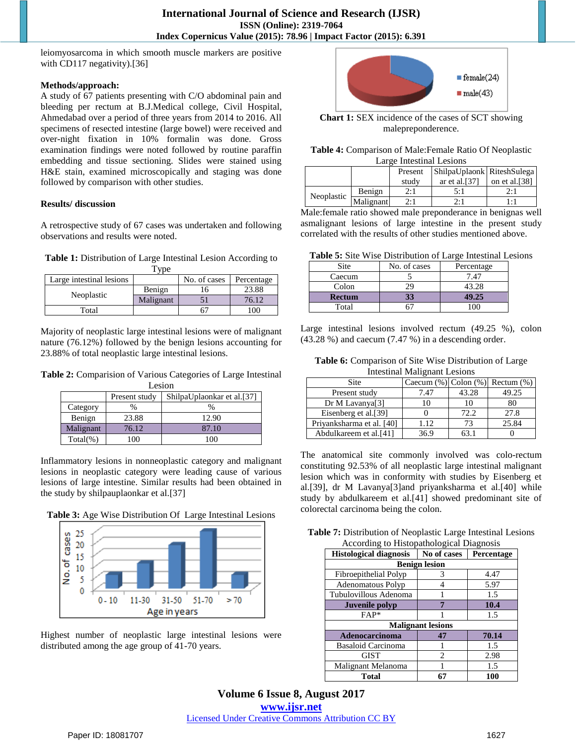leiomyosarcoma in which smooth muscle markers are positive with CD117 negativity).[36]

**Methods/approach:**

A study of 67 patients presenting with C/O abdominal pain and bleeding per rectum at B.J.Medical college, Civil Hospital, Ahmedabad over a period of three years from 2014 to 2016. All specimens of resected intestine (large bowel) were received and over-night fixation in 10% formalin was done. Gross examination findings were noted followed by routine paraffin embedding and tissue sectioning. Slides were stained using H&E stain, examined microscopically and staging was done followed by comparison with other studies.

**Results/ discussion**

A retrospective study of 67 cases was undertaken and following observations and results were noted.

**Table 1:** Distribution of Large Intestinal Lesion According to Type

| Large intestinal lesions | | No. of cases | Percentage |
|---|---|---|---|
| Neoplastic | Benign | 16 | 23.88 |
| | Malignant | 51 | 76.12 |
| Total | | 67 | 100 |

Majority of neoplastic large intestinal lesions were of malignant nature (76.12%) followed by the benign lesions accounting for 23.88% of total neoplastic large intestinal lesions.

**Table 2:** Comparision of Various Categories of Large Intestinal Lesion

| | Present study | ShilpaUplaonkar et al.[37] |
|---|---|---|
| Category | % | % |
| Benign | 23.88 | 12.90 |
| Malignant | 76.12 | 87.10 |
| Total(%) | 100 | 100 |

Inflammatory lesions in nonneoplastic category and malignant lesions in neoplastic category were leading cause of various lesions of large intestine. Similar results had been obtained in the study by shilpauplaonkar et al.[37]

**Table 3:** Age Wise Distribution Of Large Intestinal Lesions

| Age in years | 0 - 10 | 11-30 | 31-50 | 51-70 | > 70 |
|---|---|---|---|---|---|
| No. of cases | 6 | 11 | 19 | 24 | 6 |

Highest number of neoplastic large intestinal lesions were distributed among the age group of 41-70 years.

| | No. of cases |
|---|---|
| female | 24 |
| male | 43 |

**Chart 1:** SEX incidence of the cases of SCT showing malepreponderence.

**Table 4:** Comparison of Male:Female Ratio Of Neoplastic Large Intestinal Lesions

| | | Present study | ShilpaUplaonkar et al.[37] | RiteshSulegaon et al.[38] |
|---|---|---|---|---|
| Neoplastic | Benign | 2:1 | 5:1 | 2:1 |
| | Malignant | 2:1 | 2:1 | 1:1 |

Male:female ratio showed male preponderance in benignas well asmalignant lesions of large intestine in the present study correlated with the results of other studies mentioned above.

**Table 5:** Site Wise Distribution of Large Intestinal Lesions

| Site | No. of cases | Percentage |
|---|---|---|
| Caecum | 5 | 7.47 |
| Colon | 29 | 43.28 |
| **Rectum** | **33** | **49.25** |
| Total | 67 | 100 |

Large intestinal lesions involved rectum (49.25 %), colon (43.28 %) and caecum (7.47 %) in a descending order.

**Table 6:** Comparison of Site Wise Distribution of Large Intestinal Malignant Lesions

| Site | Caecum (%) | Colon (%) | Rectum (%) |
|---|---|---|---|
| Present study | 7.47 | 43.28 | 49.25 |
| Dr M Lavanya[3] | 10 | 10 | 80 |
| Eisenberg et al.[39] | 0 | 72.2 | 27.8 |
| Priyanksharma et al. [40] | 1.12 | 73 | 25.84 |
| Abdulkareem et al.[41] | 36.9 | 63.1 | 0 |

The anatomical site commonly involved was colo-rectum constituting 92.53% of all neoplastic large intestinal malignant lesion which was in conformity with studies by Eisenberg et al.[39], dr M Lavanya[3]and priyanksharma et al.[40] while study by abdulkareem et al.[41] showed predominant site of colorectal carcinoma being the colon.

**Table 7:** Distribution of Neoplastic Large Intestinal Lesions According to Histopathological Diagnosis

| **Histological diagnosis** | **No of cases** | **Percentage** |
|---|---|---|
| **Benign lesion** | | |
| Fibroepithelial Polyp | 3 | 4.47 |
| Adenomatous Polyp | 4 | 5.97 |
| Tubulovillous Adenoma | 1 | 1.5 |
| **Juvenile polyp** | **7** | **10.4** |
| FAP* | 1 | 1.5 |
| **Malignant lesions** | | |
| **Adenocarcinoma** | **47** | **70.14** |
| Basaloid Carcinoma | 1 | 1.5 |
| GIST | 2 | 2.98 |
| Malignant Melanoma | 1 | 1.5 |
| **Total** | **67** | **100** |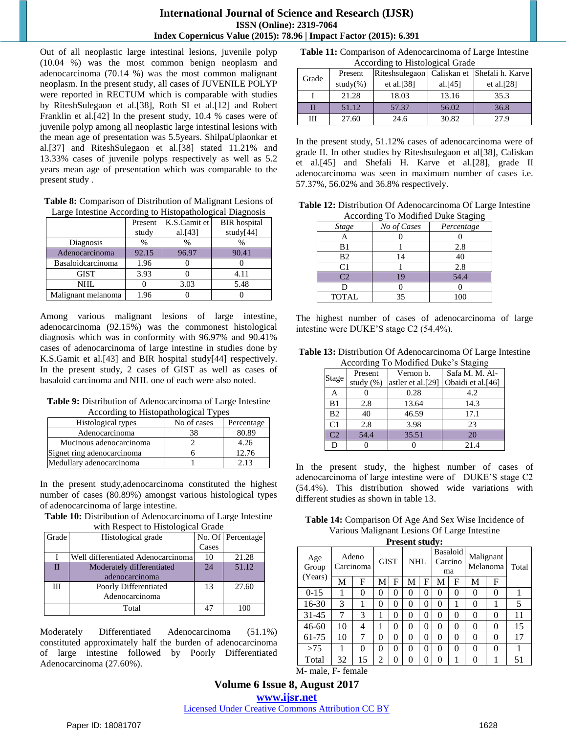Out of all neoplastic large intestinal lesions, juvenile polyp (10.04 %) was the most common benign neoplasm and adenocarcinoma (70.14 %) was the most common malignant neoplasm. In the present study, all cases of JUVENILE POLYP were reported in RECTUM which is comparable with studies by RiteshSulegaon et al.[38], Roth SI et al.[12] and Robert Franklin et al.[42] In the present study, 10.4 % cases were of juvenile polyp among all neoplastic large intestinal lesions with the mean age of presentation was 5.5years. ShilpaUplaonkar et al.[37] and RiteshSulegaon et al.[38] stated 11.21% and 13.33% cases of juvenile polyps respectively as well as 5.2 years mean age of presentation which was comparable to the present study .

**Table 8:** Comparison of Distribution of Malignant Lesions of Large Intestine According to Histopathological Diagnosis

| | Present study | K.S.Gamit et al.[43] | BIR hospital study[44] |
|---|---|---|---|
| Diagnosis | % | % | % |
| Adenocarcinoma | 92.15 | 96.97 | 90.41 |
| Basaloidcarcinoma | 1.96 | 0 | 0 |
| GIST | 3.93 | 0 | 4.11 |
| NHL | 0 | 3.03 | 5.48 |
| Malignant melanoma | 1.96 | 0 | 0 |

Among various malignant lesions of large intestine, adenocarcinoma (92.15%) was the commonest histological diagnosis which was in conformity with 96.97% and 90.41% cases of adenocarcinoma of large intestine in studies done by K.S.Gamit et al.[43] and BIR hospital study[44] respectively. In the present study, 2 cases of GIST as well as cases of basaloid carcinoma and NHL one of each were also noted.

**Table 9:** Distribution of Adenocarcinoma of Large Intestine According to Histopathological Types

| Histological types | No of cases | Percentage |
|---|---|---|
| Adenocarcinoma | 38 | 80.89 |
| Mucinous adenocarcinoma | 2 | 4.26 |
| Signet ring adenocarcinoma | 6 | 12.76 |
| Medullary adenocarcinoma | 1 | 2.13 |

In the present study,adenocarcinoma constituted the highest number of cases (80.89%) amongst various histological types of adenocarcinoma of large intestine.

**Table 10:** Distribution of Adenocarcinoma of Large Intestine with Respect to Histological Grade

| Grade | Histological grade | No. Of Cases | Percentage |
|---|---|---|---|
| I | Well differentiated Adenocarcinoma | 10 | 21.28 |
| II | Moderately differentiated adenocarcinoma | 24 | 51.12 |
| III | Poorly Differentiated Adenocarcinoma | 13 | 27.60 |
| | Total | 47 | 100 |

Moderately Differentiated Adenocarcinoma (51.1%) constituted approximately half the burden of adenocarcinoma of large intestine followed by Poorly Differentiated Adenocarcinoma (27.60%).

**Table 11:** Comparison of Adenocarcinoma of Large Intestine According to Histological Grade

| Grade | Present study(%) | Riteshsulegaon et al.[38] | Caliskan et al.[45] | Shefali h. Karve et al.[28] |
|---|---|---|---|---|
| I | 21.28 | 18.03 | 13.16 | 35.3 |
| II | 51.12 | 57.37 | 56.02 | 36.8 |
| III | 27.60 | 24.6 | 30.82 | 27.9 |

In the present study, 51.12% cases of adenocarcinoma were of grade II. In other studies by Riteshsulegaon et al[38], Caliskan et al.[45] and Shefali H. Karve et al.[28], grade II adenocarcinoma was seen in maximum number of cases i.e. 57.37%, 56.02% and 36.8% respectively.

**Table 12:** Distribution Of Adenocarcinoma Of Large Intestine According To Modified Duke Staging

| *Stage* | *No of Cases* | *Percentage* |
|---|---|---|
| A | 0 | 0 |
| B1 | 1 | 2.8 |
| B2 | 14 | 40 |
| C1 | 1 | 2.8 |
| C2 | 19 | 54.4 |
| D | 0 | 0 |
| TOTAL | 35 | 100 |

The highest number of cases of adenocarcinoma of large intestine were DUKE'S stage C2 (54.4%).

**Table 13:** Distribution Of Adenocarcinoma Of Large Intestine According To Modified Duke's Staging

| Stage | Present study (%) | Vernon b. astler et al.[29] | Safa M. M. Al-Obaidi et al.[46] |
|---|---|---|---|
| A | 0 | 0.28 | 4.2 |
| B1 | 2.8 | 13.64 | 14.3 |
| B2 | 40 | 46.59 | 17.1 |
| C1 | 2.8 | 3.98 | 23 |
| C2 | 54.4 | 35.51 | 20 |
| D | 0 | 0 | 21.4 |

In the present study, the highest number of cases of adenocarcinoma of large intestine were of DUKE'S stage C2 (54.4%). This distribution showed wide variations with different studies as shown in table 13.

**Table 14:** Comparison Of Age And Sex Wise Incidence of Various Malignant Lesions Of Large Intestine

**Present study:**

| Age Group (Years) | Adeno Carcinoma | | GIST | | NHL | | Basaloid Carcinoma | | Malignant Melanoma | | Total |
|---|---|---|---|---|---|---|---|---|---|---|---|
| | M | F | M | F | M | F | M | F | M | F | |
| 0-15 | 1 | 0 | 0 | 0 | 0 | 0 | 0 | 0 | 0 | 0 | 1 |
| 16-30 | 3 | 1 | 0 | 0 | 0 | 0 | 0 | 1 | 0 | 1 | 5 |
| 31-45 | 7 | 3 | 1 | 0 | 0 | 0 | 0 | 0 | 0 | 0 | 11 |
| 46-60 | 10 | 4 | 1 | 0 | 0 | 0 | 0 | 0 | 0 | 0 | 15 |
| 61-75 | 10 | 7 | 0 | 0 | 0 | 0 | 0 | 0 | 0 | 0 | 17 |
| >75 | 1 | 0 | 0 | 0 | 0 | 0 | 0 | 0 | 0 | 0 | 1 |
| Total | 32 | 15 | 2 | 0 | 0 | 0 | 0 | 1 | 0 | 1 | 51 |

M- male, F- female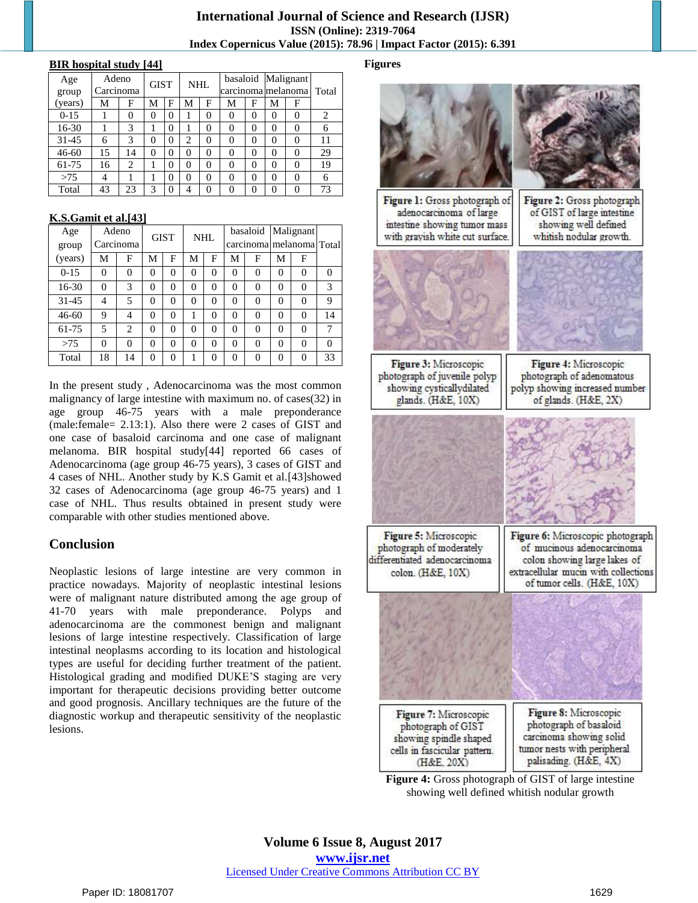**BIR hospital study [44]**

| Age group (years) | Adeno Carcinoma | | GIST | | NHL | | basaloid carcinoma | | Malignant melanoma | | Total |
|---|---|---|---|---|---|---|---|---|---|---|---|
| | M | F | M | F | M | F | M | F | M | F | |
| 0-15 | 1 | 0 | 0 | 0 | 1 | 0 | 0 | 0 | 0 | 0 | 2 |
| 16-30 | 1 | 3 | 1 | 0 | 1 | 0 | 0 | 0 | 0 | 0 | 6 |
| 31-45 | 6 | 3 | 0 | 0 | 2 | 0 | 0 | 0 | 0 | 0 | 11 |
| 46-60 | 15 | 14 | 0 | 0 | 0 | 0 | 0 | 0 | 0 | 0 | 29 |
| 61-75 | 16 | 2 | 1 | 0 | 0 | 0 | 0 | 0 | 0 | 0 | 19 |
| >75 | 4 | 1 | 1 | 0 | 0 | 0 | 0 | 0 | 0 | 0 | 6 |
| Total | 43 | 23 | 3 | 0 | 4 | 0 | 0 | 0 | 0 | 0 | 73 |

**K.S.Gamit et al.[43]**

| Age group (years) | Adeno Carcinoma | | GIST | | NHL | | basaloid carcinoma | | Malignant melanoma | | Total |
|---|---|---|---|---|---|---|---|---|---|---|---|
| | M | F | M | F | M | F | M | F | M | F | |
| 0-15 | 0 | 0 | 0 | 0 | 0 | 0 | 0 | 0 | 0 | 0 | 0 |
| 16-30 | 0 | 3 | 0 | 0 | 0 | 0 | 0 | 0 | 0 | 0 | 3 |
| 31-45 | 4 | 5 | 0 | 0 | 0 | 0 | 0 | 0 | 0 | 0 | 9 |
| 46-60 | 9 | 4 | 0 | 0 | 1 | 0 | 0 | 0 | 0 | 0 | 14 |
| 61-75 | 5 | 2 | 0 | 0 | 0 | 0 | 0 | 0 | 0 | 0 | 7 |
| >75 | 0 | 0 | 0 | 0 | 0 | 0 | 0 | 0 | 0 | 0 | 0 |
| Total | 18 | 14 | 0 | 0 | 1 | 0 | 0 | 0 | 0 | 0 | 33 |

In the present study , Adenocarcinoma was the most common malignancy of large intestine with maximum no. of cases(32) in age group 46-75 years with a male preponderance (male:female= 2.13:1). Also there were 2 cases of GIST and one case of basaloid carcinoma and one case of malignant melanoma. BIR hospital study[44] reported 66 cases of Adenocarcinoma (age group 46-75 years), 3 cases of GIST and 4 cases of NHL. Another study by K.S Gamit et al.[43]showed 32 cases of Adenocarcinoma (age group 46-75 years) and 1 case of NHL. Thus results obtained in present study were comparable with other studies mentioned above.

## Conclusion

Neoplastic lesions of large intestine are very common in practice nowadays. Majority of neoplastic intestinal lesions were of malignant nature distributed among the age group of 41-70 years with male preponderance. Polyps and adenocarcinoma are the commonest benign and malignant lesions of large intestine respectively. Classification of large intestinal neoplasms according to its location and histological types are useful for deciding further treatment of the patient. Histological grading and modified DUKE'S staging are very important for therapeutic decisions providing better outcome and good prognosis. Ancillary techniques are the future of the diagnostic workup and therapeutic sensitivity of the neoplastic lesions.

## Figures

**Figure 1:** Gross photograph of adenocarcinoma of large intestine showing tumor mass with grayish white cut surface.

**Figure 2:** Gross photograph of GIST of large intestine showing well defined whitish nodular growth.

**Figure 3:** Microscopic photograph of juvenile polyp showing cysticallydilated glands. (H&E, 10X)

**Figure 4:** Microscopic photograph of adenomatous polyp showing increased number of glands. (H&E, 2X)

**Figure 5:** Microscopic photograph of moderately differentiated adenocarcinoma colon. (H&E, 10X)

**Figure 6:** Microscopic photograph of mucinous adenocarcinoma colon showing large lakes of extracellular mucin with collections of tumor cells. (H&E, 10X)

**Figure 7:** Microscopic photograph of GIST showing spindle shaped cells in fascicular pattern. (H&E, 20X)

**Figure 8:** Microscopic photograph of basaloid carcinoma showing solid tumor nests with peripheral palisading. (H&E, 4X)

**Figure 4:** Gross photograph of GIST of large intestine showing well defined whitish nodular growth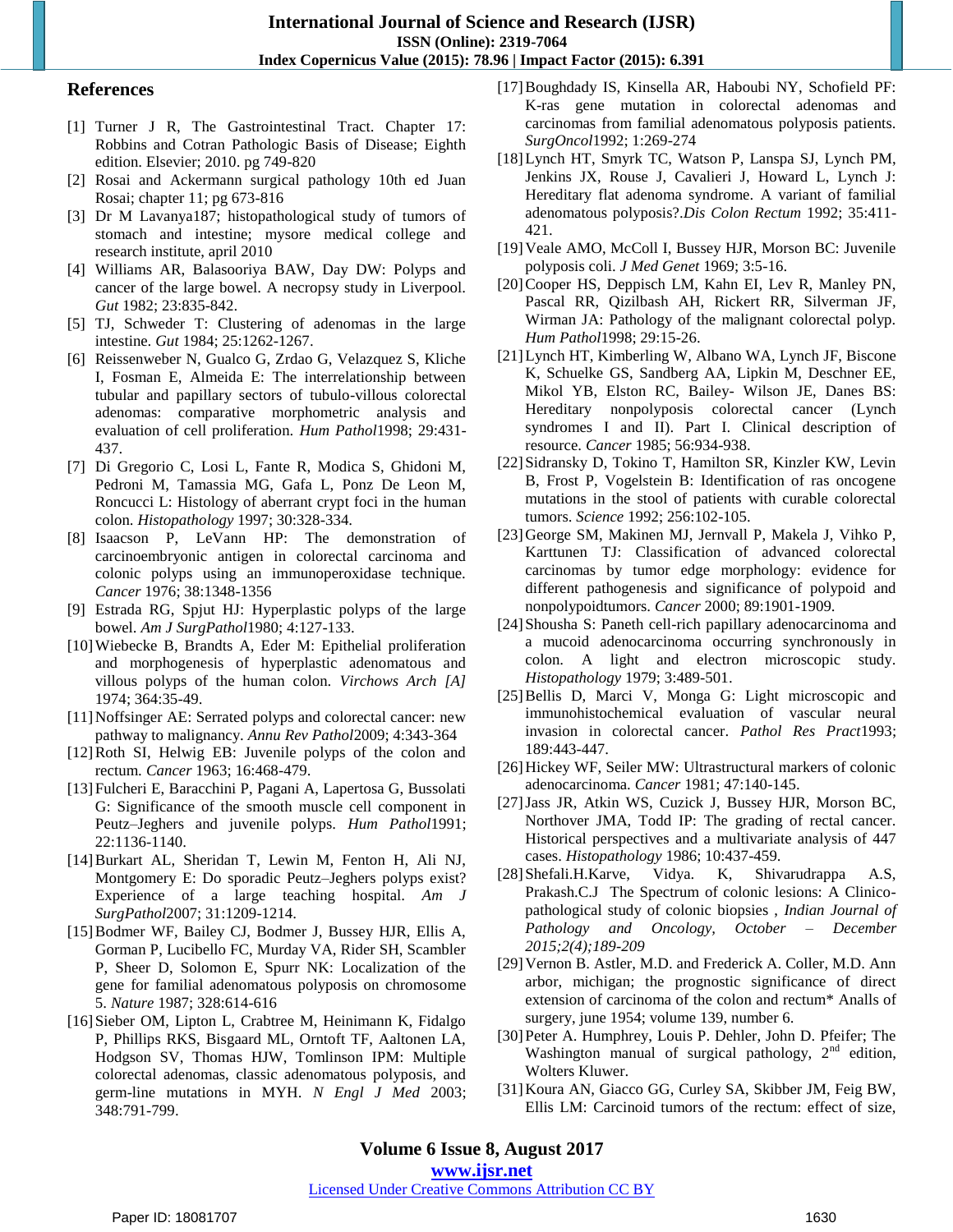## References

[1] Turner J R, The Gastrointestinal Tract. Chapter 17: Robbins and Cotran Pathologic Basis of Disease; Eighth edition. Elsevier; 2010. pg 749-820

[2] Rosai and Ackermann surgical pathology 10th ed Juan Rosai; chapter 11; pg 673-816

[3] Dr M Lavanya187; histopathological study of tumors of stomach and intestine; mysore medical college and research institute, april 2010

[4] Williams AR, Balasooriya BAW, Day DW: Polyps and cancer of the large bowel. A necropsy study in Liverpool. *Gut* 1982; 23:835-842.

[5] TJ, Schweder T: Clustering of adenomas in the large intestine. *Gut* 1984; 25:1262-1267.

[6] Reissenweber N, Gualco G, Zrdao G, Velazquez S, Kliche I, Fosman E, Almeida E: The interrelationship between tubular and papillary sectors of tubulo-villous colorectal adenomas: comparative morphometric analysis and evaluation of cell proliferation. *Hum Pathol*1998; 29:431-437.

[7] Di Gregorio C, Losi L, Fante R, Modica S, Ghidoni M, Pedroni M, Tamassia MG, Gafa L, Ponz De Leon M, Roncucci L: Histology of aberrant crypt foci in the human colon. *Histopathology* 1997; 30:328-334.

[8] Isaacson P, LeVann HP: The demonstration of carcinoembryonic antigen in colorectal carcinoma and colonic polyps using an immunoperoxidase technique. *Cancer* 1976; 38:1348-1356

[9] Estrada RG, Spjut HJ: Hyperplastic polyps of the large bowel. *Am J SurgPathol*1980; 4:127-133.

[10] Wiebecke B, Brandts A, Eder M: Epithelial proliferation and morphogenesis of hyperplastic adenomatous and villous polyps of the human colon. *Virchows Arch [A]* 1974; 364:35-49.

[11] Noffsinger AE: Serrated polyps and colorectal cancer: new pathway to malignancy. *Annu Rev Pathol*2009; 4:343-364

[12] Roth SI, Helwig EB: Juvenile polyps of the colon and rectum. *Cancer* 1963; 16:468-479.

[13] Fulcheri E, Baracchini P, Pagani A, Lapertosa G, Bussolati G: Significance of the smooth muscle cell component in Peutz–Jeghers and juvenile polyps. *Hum Pathol*1991; 22:1136-1140.

[14] Burkart AL, Sheridan T, Lewin M, Fenton H, Ali NJ, Montgomery E: Do sporadic Peutz–Jeghers polyps exist? Experience of a large teaching hospital. *Am J SurgPathol*2007; 31:1209-1214.

[15] Bodmer WF, Bailey CJ, Bodmer J, Bussey HJR, Ellis A, Gorman P, Lucibello FC, Murday VA, Rider SH, Scambler P, Sheer D, Solomon E, Spurr NK: Localization of the gene for familial adenomatous polyposis on chromosome 5. *Nature* 1987; 328:614-616

[16] Sieber OM, Lipton L, Crabtree M, Heinimann K, Fidalgo P, Phillips RKS, Bisgaard ML, Orntoft TF, Aaltonen LA, Hodgson SV, Thomas HJW, Tomlinson IPM: Multiple colorectal adenomas, classic adenomatous polyposis, and germ-line mutations in MYH. *N Engl J Med* 2003; 348:791-799.

[17] Boughdady IS, Kinsella AR, Haboubi NY, Schofield PF: K-ras gene mutation in colorectal adenomas and carcinomas from familial adenomatous polyposis patients. *SurgOncol*1992; 1:269-274

[18] Lynch HT, Smyrk TC, Watson P, Lanspa SJ, Lynch PM, Jenkins JX, Rouse J, Cavalieri J, Howard L, Lynch J: Hereditary flat adenoma syndrome. A variant of familial adenomatous polyposis?.*Dis Colon Rectum* 1992; 35:411-421.

[19] Veale AMO, McColl I, Bussey HJR, Morson BC: Juvenile polyposis coli. *J Med Genet* 1969; 3:5-16.

[20] Cooper HS, Deppisch LM, Kahn EI, Lev R, Manley PN, Pascal RR, Qizilbash AH, Rickert RR, Silverman JF, Wirman JA: Pathology of the malignant colorectal polyp. *Hum Pathol*1998; 29:15-26.

[21] Lynch HT, Kimberling W, Albano WA, Lynch JF, Biscone K, Schuelke GS, Sandberg AA, Lipkin M, Deschner EE, Mikol YB, Elston RC, Bailey- Wilson JE, Danes BS: Hereditary nonpolyposis colorectal cancer (Lynch syndromes I and II). Part I. Clinical description of resource. *Cancer* 1985; 56:934-938.

[22] Sidransky D, Tokino T, Hamilton SR, Kinzler KW, Levin B, Frost P, Vogelstein B: Identification of ras oncogene mutations in the stool of patients with curable colorectal tumors. *Science* 1992; 256:102-105.

[23] George SM, Makinen MJ, Jernvall P, Makela J, Vihko P, Karttunen TJ: Classification of advanced colorectal carcinomas by tumor edge morphology: evidence for different pathogenesis and significance of polypoid and nonpolypoidtumors. *Cancer* 2000; 89:1901-1909.

[24] Shousha S: Paneth cell-rich papillary adenocarcinoma and a mucoid adenocarcinoma occurring synchronously in colon. A light and electron microscopic study. *Histopathology* 1979; 3:489-501.

[25] Bellis D, Marci V, Monga G: Light microscopic and immunohistochemical evaluation of vascular neural invasion in colorectal cancer. *Pathol Res Pract*1993; 189:443-447.

[26] Hickey WF, Seiler MW: Ultrastructural markers of colonic adenocarcinoma. *Cancer* 1981; 47:140-145.

[27] Jass JR, Atkin WS, Cuzick J, Bussey HJR, Morson BC, Northover JMA, Todd IP: The grading of rectal cancer. Historical perspectives and a multivariate analysis of 447 cases. *Histopathology* 1986; 10:437-459.

[28] Shefali.H.Karve, Vidya. K, Shivarudrappa A.S, Prakash.C.J The Spectrum of colonic lesions: A Clinico-pathological study of colonic biopsies , *Indian Journal of Pathology and Oncology, October – December 2015;2(4);189-209*

[29] Vernon B. Astler, M.D. and Frederick A. Coller, M.D. Ann arbor, michigan; the prognostic significance of direct extension of carcinoma of the colon and rectum* Analls of surgery, june 1954; volume 139, number 6.

[30] Peter A. Humphrey, Louis P. Dehler, John D. Pfeifer; The Washington manual of surgical pathology, 2nd edition, Wolters Kluwer.

[31] Koura AN, Giacco GG, Curley SA, Skibber JM, Feig BW, Ellis LM: Carcinoid tumors of the rectum: effect of size,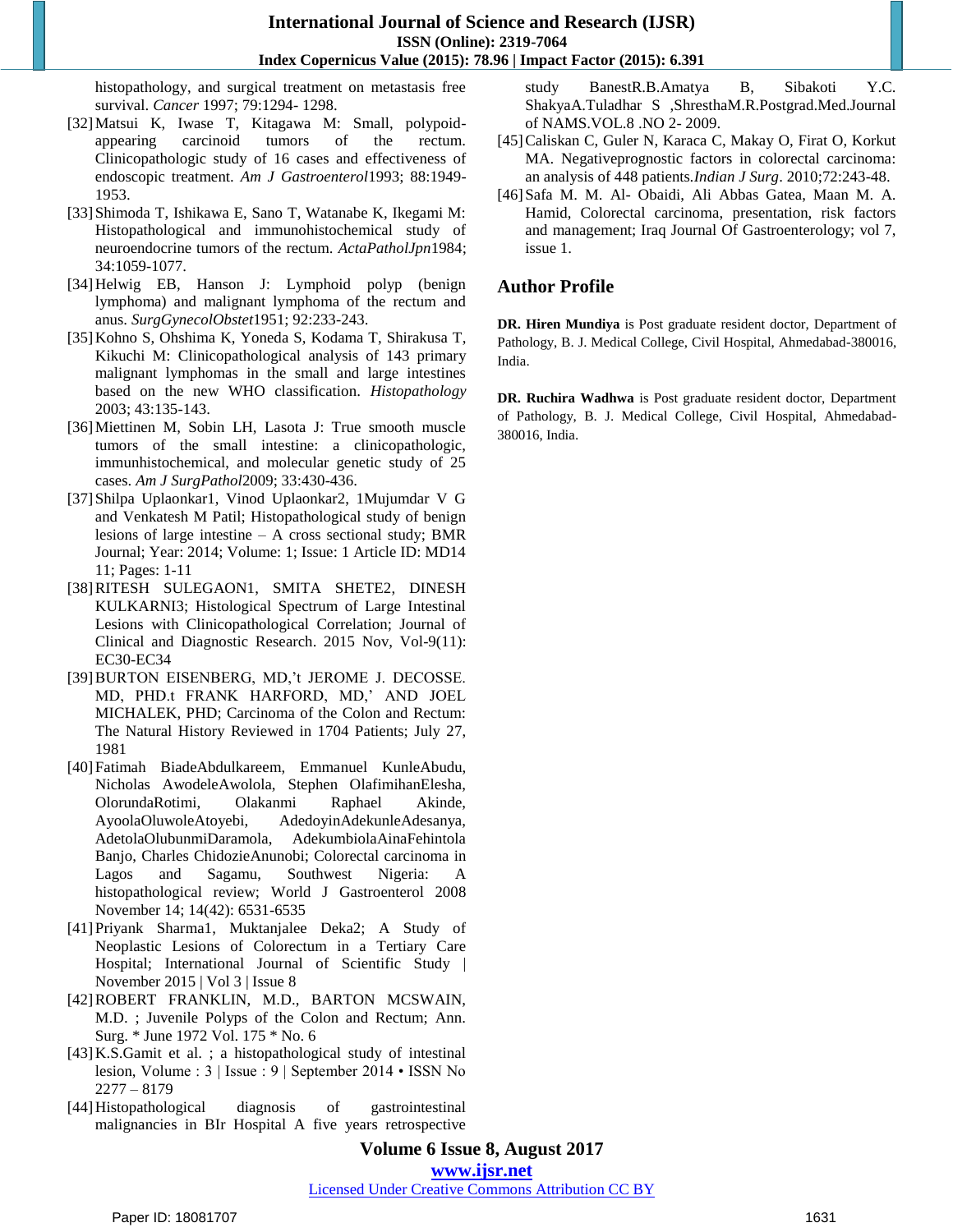histopathology, and surgical treatment on metastasis free survival. *Cancer* 1997; 79:1294- 1298.

[32] Matsui K, Iwase T, Kitagawa M: Small, polypoid-appearing carcinoid tumors of the rectum. Clinicopathologic study of 16 cases and effectiveness of endoscopic treatment. *Am J Gastroenterol*1993; 88:1949-1953.

[33] Shimoda T, Ishikawa E, Sano T, Watanabe K, Ikegami M: Histopathological and immunohistochemical study of neuroendocrine tumors of the rectum. *ActaPatholJpn*1984; 34:1059-1077.

[34] Helwig EB, Hanson J: Lymphoid polyp (benign lymphoma) and malignant lymphoma of the rectum and anus. *SurgGynecolObstet*1951; 92:233-243.

[35] Kohno S, Ohshima K, Yoneda S, Kodama T, Shirakusa T, Kikuchi M: Clinicopathological analysis of 143 primary malignant lymphomas in the small and large intestines based on the new WHO classification. *Histopathology* 2003; 43:135-143.

[36] Miettinen M, Sobin LH, Lasota J: True smooth muscle tumors of the small intestine: a clinicopathologic, immunhistochemical, and molecular genetic study of 25 cases. *Am J SurgPathol*2009; 33:430-436.

[37] Shilpa Uplaonkar1, Vinod Uplaonkar2, 1Mujumdar V G and Venkatesh M Patil; Histopathological study of benign lesions of large intestine – A cross sectional study; BMR Journal; Year: 2014; Volume: 1; Issue: 1 Article ID: MD14 11; Pages: 1-11

[38] RITESH SULEGAON1, SMITA SHETE2, DINESH KULKARNI3; Histological Spectrum of Large Intestinal Lesions with Clinicopathological Correlation; Journal of Clinical and Diagnostic Research. 2015 Nov, Vol-9(11): EC30-EC34

[39] BURTON EISENBERG, MD,'t JEROME J. DECOSSE. MD, PHD.t FRANK HARFORD, MD,' AND JOEL MICHALEK, PHD; Carcinoma of the Colon and Rectum: The Natural History Reviewed in 1704 Patients; July 27, 1981

[40] Fatimah BiadeAbdulkareem, Emmanuel KunleAbudu, Nicholas AwodeleAwolola, Stephen OlafimihanElesha, OlorundaRotimi, Olakanmi Raphael Akinde, AyoolaOluwoleAtoyebi, AdedoyinAdekunleAdesanya, AdetolaOlubunmiDaramola, AdekumbiolaAinaFehintola Banjo, Charles ChidozieAnunobi; Colorectal carcinoma in Lagos and Sagamu, Southwest Nigeria: A histopathological review; World J Gastroenterol 2008 November 14; 14(42): 6531-6535

[41] Priyank Sharma1, Muktanjalee Deka2; A Study of Neoplastic Lesions of Colorectum in a Tertiary Care Hospital; International Journal of Scientific Study | November 2015 | Vol 3 | Issue 8

[42] ROBERT FRANKLIN, M.D., BARTON MCSWAIN, M.D. ; Juvenile Polyps of the Colon and Rectum; Ann. Surg. * June 1972 Vol. 175 * No. 6

[43] K.S.Gamit et al. ; a histopathological study of intestinal lesion, Volume : 3 | Issue : 9 | September 2014 • ISSN No 2277 – 8179

[44] Histopathological diagnosis of gastrointestinal malignancies in BIr Hospital A five years retrospective study BanestR.B.Amatya B, Sibakoti Y.C. ShakyaA.Tuladhar S ,ShresthaM.R.Postgrad.Med.Journal of NAMS.VOL.8 .NO 2- 2009.

[45] Caliskan C, Guler N, Karaca C, Makay O, Firat O, Korkut MA. Negativeprognostic factors in colorectal carcinoma: an analysis of 448 patients.*Indian J Surg*. 2010;72:243-48.

[46] Safa M. M. Al- Obaidi, Ali Abbas Gatea, Maan M. A. Hamid, Colorectal carcinoma, presentation, risk factors and management; Iraq Journal Of Gastroenterology; vol 7, issue 1.

## Author Profile

**DR. Hiren Mundiya** is Post graduate resident doctor, Department of Pathology, B. J. Medical College, Civil Hospital, Ahmedabad-380016, India.

**DR. Ruchira Wadhwa** is Post graduate resident doctor, Department of Pathology, B. J. Medical College, Civil Hospital, Ahmedabad-380016, India.